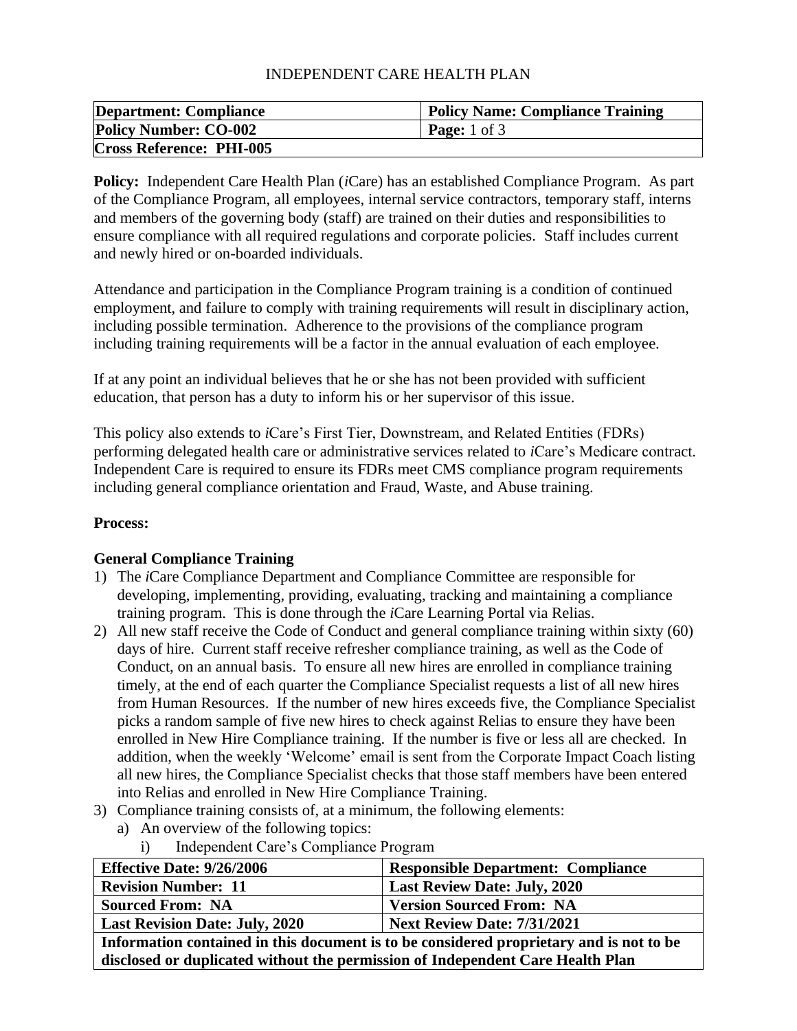INDEPENDENT CARE HEALTH PLAN

| **Department: Compliance** | **Policy Name: Compliance Training** |
|---|---|
| **Policy Number: CO-002** | **Page:** 1 of 3 |
| **Cross Reference: PHI-005** | |

**Policy:** Independent Care Health Plan (*i*Care) has an established Compliance Program. As part of the Compliance Program, all employees, internal service contractors, temporary staff, interns and members of the governing body (staff) are trained on their duties and responsibilities to ensure compliance with all required regulations and corporate policies. Staff includes current and newly hired or on-boarded individuals.

Attendance and participation in the Compliance Program training is a condition of continued employment, and failure to comply with training requirements will result in disciplinary action, including possible termination. Adherence to the provisions of the compliance program including training requirements will be a factor in the annual evaluation of each employee.

If at any point an individual believes that he or she has not been provided with sufficient education, that person has a duty to inform his or her supervisor of this issue.

This policy also extends to *i*Care's First Tier, Downstream, and Related Entities (FDRs) performing delegated health care or administrative services related to *i*Care's Medicare contract. Independent Care is required to ensure its FDRs meet CMS compliance program requirements including general compliance orientation and Fraud, Waste, and Abuse training.

**Process:**

**General Compliance Training**

1) The *i*Care Compliance Department and Compliance Committee are responsible for developing, implementing, providing, evaluating, tracking and maintaining a compliance training program. This is done through the *i*Care Learning Portal via Relias.
2) All new staff receive the Code of Conduct and general compliance training within sixty (60) days of hire. Current staff receive refresher compliance training, as well as the Code of Conduct, on an annual basis. To ensure all new hires are enrolled in compliance training timely, at the end of each quarter the Compliance Specialist requests a list of all new hires from Human Resources. If the number of new hires exceeds five, the Compliance Specialist picks a random sample of five new hires to check against Relias to ensure they have been enrolled in New Hire Compliance training. If the number is five or less all are checked. In addition, when the weekly 'Welcome' email is sent from the Corporate Impact Coach listing all new hires, the Compliance Specialist checks that those staff members have been entered into Relias and enrolled in New Hire Compliance Training.
3) Compliance training consists of, at a minimum, the following elements:
   a) An overview of the following topics:
      i) Independent Care's Compliance Program

| **Effective Date: 9/26/2006** | **Responsible Department: Compliance** |
|---|---|
| **Revision Number: 11** | **Last Review Date: July, 2020** |
| **Sourced From: NA** | **Version Sourced From: NA** |
| **Last Revision Date: July, 2020** | **Next Review Date: 7/31/2021** |

**Information contained in this document is to be considered proprietary and is not to be disclosed or duplicated without the permission of Independent Care Health Plan**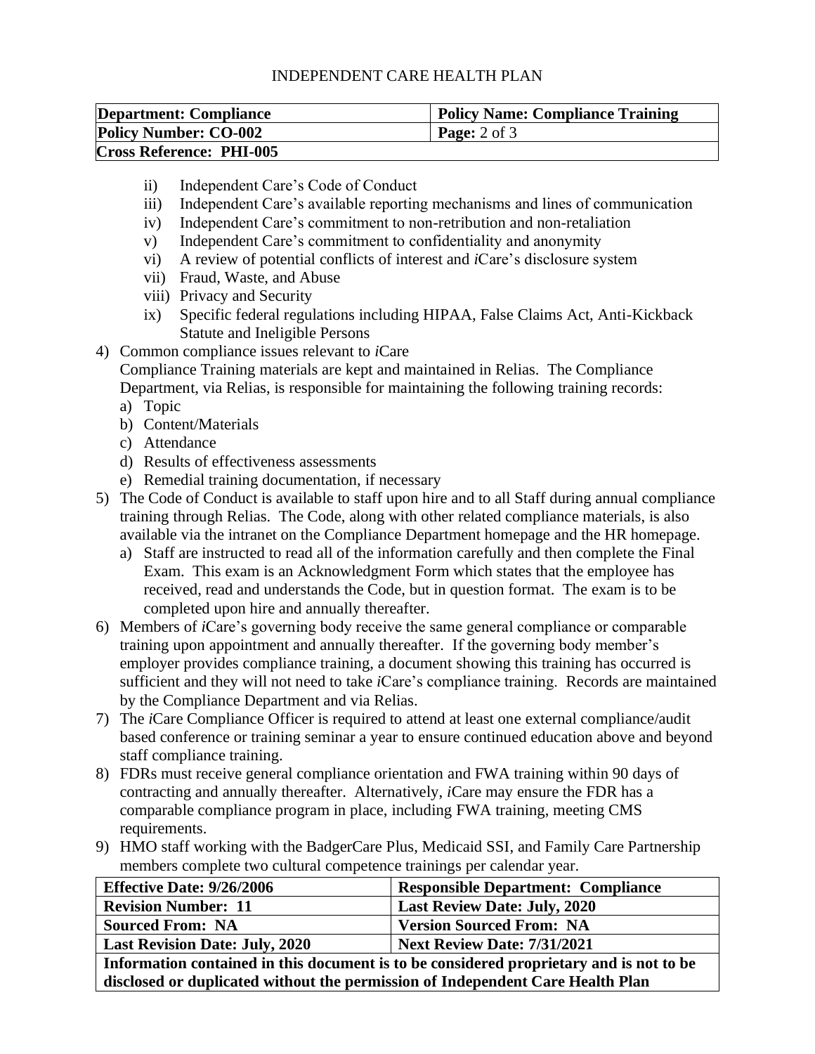- ii) Independent Care's Code of Conduct
- iii) Independent Care's available reporting mechanisms and lines of communication
- iv) Independent Care's commitment to non-retribution and non-retaliation
- v) Independent Care's commitment to confidentiality and anonymity
- vi) A review of potential conflicts of interest and *i*Care's disclosure system
- vii) Fraud, Waste, and Abuse
- viii) Privacy and Security
- ix) Specific federal regulations including HIPAA, False Claims Act, Anti-Kickback Statute and Ineligible Persons

4) Common compliance issues relevant to *i*Care
   Compliance Training materials are kept and maintained in Relias. The Compliance Department, via Relias, is responsible for maintaining the following training records:
   a) Topic
   b) Content/Materials
   c) Attendance
   d) Results of effectiveness assessments
   e) Remedial training documentation, if necessary
5) The Code of Conduct is available to staff upon hire and to all Staff during annual compliance training through Relias. The Code, along with other related compliance materials, is also available via the intranet on the Compliance Department homepage and the HR homepage.
   a) Staff are instructed to read all of the information carefully and then complete the Final Exam. This exam is an Acknowledgment Form which states that the employee has received, read and understands the Code, but in question format. The exam is to be completed upon hire and annually thereafter.
6) Members of *i*Care's governing body receive the same general compliance or comparable training upon appointment and annually thereafter. If the governing body member's employer provides compliance training, a document showing this training has occurred is sufficient and they will not need to take *i*Care's compliance training. Records are maintained by the Compliance Department and via Relias.
7) The *i*Care Compliance Officer is required to attend at least one external compliance/audit based conference or training seminar a year to ensure continued education above and beyond staff compliance training.
8) FDRs must receive general compliance orientation and FWA training within 90 days of contracting and annually thereafter. Alternatively, *i*Care may ensure the FDR has a comparable compliance program in place, including FWA training, meeting CMS requirements.
9) HMO staff working with the BadgerCare Plus, Medicaid SSI, and Family Care Partnership members complete two cultural competence trainings per calendar year.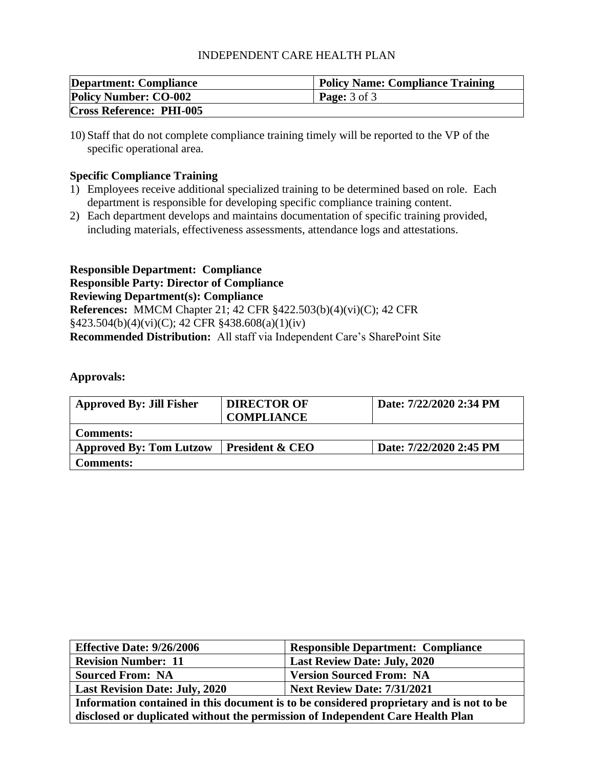10) Staff that do not complete compliance training timely will be reported to the VP of the specific operational area.

**Specific Compliance Training**

1) Employees receive additional specialized training to be determined based on role. Each department is responsible for developing specific compliance training content.
2) Each department develops and maintains documentation of specific training provided, including materials, effectiveness assessments, attendance logs and attestations.

**Responsible Department: Compliance**
**Responsible Party: Director of Compliance**
**Reviewing Department(s): Compliance**
**References:** MMCM Chapter 21; 42 CFR §422.503(b)(4)(vi)(C); 42 CFR §423.504(b)(4)(vi)(C); 42 CFR §438.608(a)(1)(iv)
**Recommended Distribution:** All staff via Independent Care's SharePoint Site

**Approvals:**

| | | |
|---|---|---|
| **Approved By: Jill Fisher** | **DIRECTOR OF COMPLIANCE** | **Date: 7/22/2020 2:34 PM** |
| **Comments:** | | |
| **Approved By: Tom Lutzow** | **President & CEO** | **Date: 7/22/2020 2:45 PM** |
| **Comments:** | | |

| | |
|---|---|
| **Effective Date: 9/26/2006** | **Responsible Department: Compliance** |
| **Revision Number: 11** | **Last Review Date: July, 2020** |
| **Sourced From: NA** | **Version Sourced From: NA** |
| **Last Revision Date: July, 2020** | **Next Review Date: 7/31/2021** |
| **Information contained in this document is to be considered proprietary and is not to be disclosed or duplicated without the permission of Independent Care Health Plan** | |